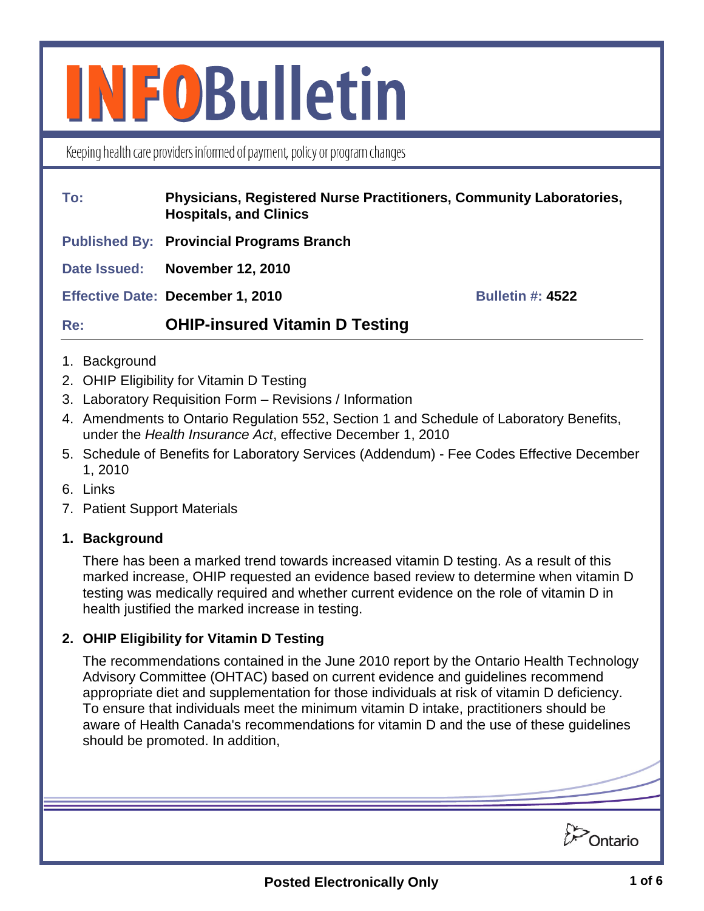# INFOBulletin

Keeping health care providers informed of payment, policy or program changes

| | |
|---|---|
| **To:** | **Physicians, Registered Nurse Practitioners, Community Laboratories, Hospitals, and Clinics** |
| **Published By:** | **Provincial Programs Branch** |
| **Date Issued:** | **November 12, 2010** |
| **Effective Date:** | **December 1, 2010** — **Bulletin #: 4522** |
| **Re:** | **OHIP-insured Vitamin D Testing** |

1. Background
2. OHIP Eligibility for Vitamin D Testing
3. Laboratory Requisition Form – Revisions / Information
4. Amendments to Ontario Regulation 552, Section 1 and Schedule of Laboratory Benefits, under the *Health Insurance Act*, effective December 1, 2010
5. Schedule of Benefits for Laboratory Services (Addendum) - Fee Codes Effective December 1, 2010
6. Links
7. Patient Support Materials

## 1. Background

There has been a marked trend towards increased vitamin D testing. As a result of this marked increase, OHIP requested an evidence based review to determine when vitamin D testing was medically required and whether current evidence on the role of vitamin D in health justified the marked increase in testing.

## 2. OHIP Eligibility for Vitamin D Testing

The recommendations contained in the June 2010 report by the Ontario Health Technology Advisory Committee (OHTAC) based on current evidence and guidelines recommend appropriate diet and supplementation for those individuals at risk of vitamin D deficiency. To ensure that individuals meet the minimum vitamin D intake, practitioners should be aware of Health Canada's recommendations for vitamin D and the use of these guidelines should be promoted. In addition,

Ontario

**Posted Electronically Only**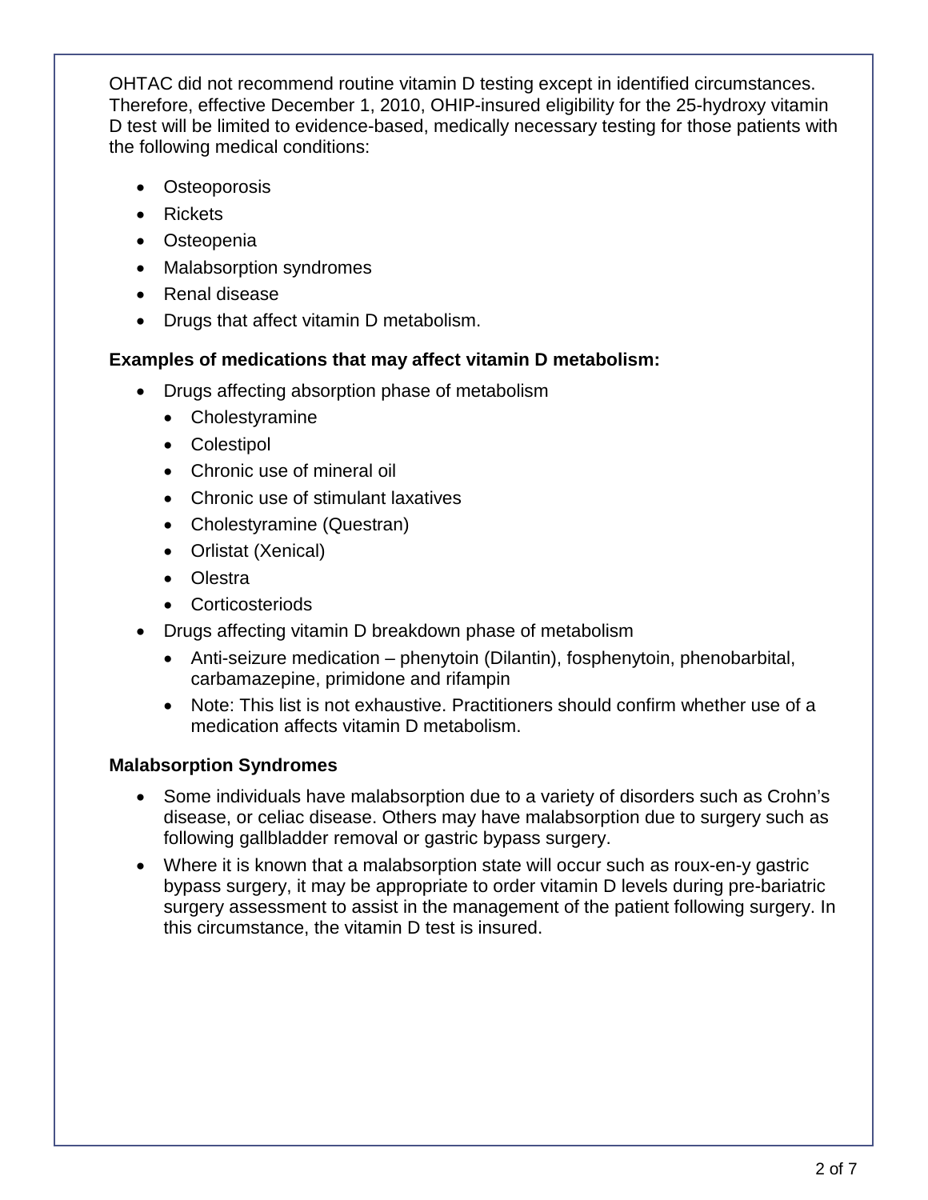OHTAC did not recommend routine vitamin D testing except in identified circumstances. Therefore, effective December 1, 2010, OHIP-insured eligibility for the 25-hydroxy vitamin D test will be limited to evidence-based, medically necessary testing for those patients with the following medical conditions:

- Osteoporosis
- Rickets
- Osteopenia
- Malabsorption syndromes
- Renal disease
- Drugs that affect vitamin D metabolism.

**Examples of medications that may affect vitamin D metabolism:**

- Drugs affecting absorption phase of metabolism
  - Cholestyramine
  - Colestipol
  - Chronic use of mineral oil
  - Chronic use of stimulant laxatives
  - Cholestyramine (Questran)
  - Orlistat (Xenical)
  - Olestra
  - Corticosteriods
- Drugs affecting vitamin D breakdown phase of metabolism
  - Anti-seizure medication – phenytoin (Dilantin), fosphenytoin, phenobarbital, carbamazepine, primidone and rifampin
  - Note: This list is not exhaustive. Practitioners should confirm whether use of a medication affects vitamin D metabolism.

**Malabsorption Syndromes**

- Some individuals have malabsorption due to a variety of disorders such as Crohn's disease, or celiac disease. Others may have malabsorption due to surgery such as following gallbladder removal or gastric bypass surgery.
- Where it is known that a malabsorption state will occur such as roux-en-y gastric bypass surgery, it may be appropriate to order vitamin D levels during pre-bariatric surgery assessment to assist in the management of the patient following surgery. In this circumstance, the vitamin D test is insured.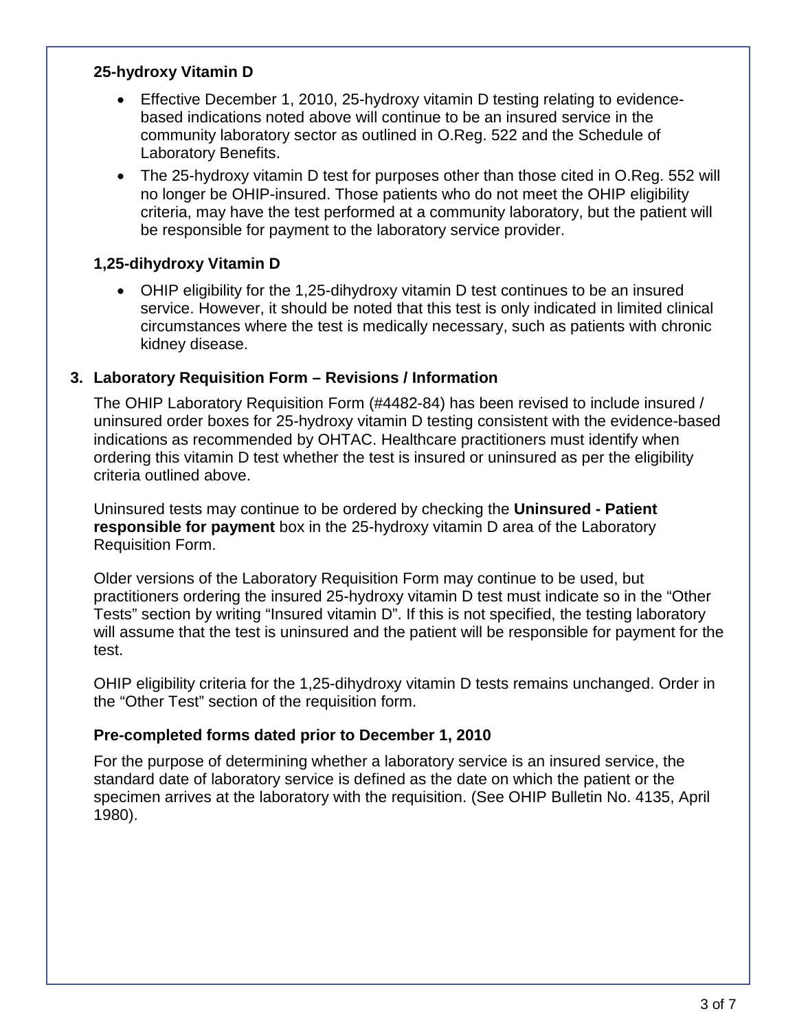### 25-hydroxy Vitamin D

- Effective December 1, 2010, 25-hydroxy vitamin D testing relating to evidence-based indications noted above will continue to be an insured service in the community laboratory sector as outlined in O.Reg. 522 and the Schedule of Laboratory Benefits.
- The 25-hydroxy vitamin D test for purposes other than those cited in O.Reg. 552 will no longer be OHIP-insured. Those patients who do not meet the OHIP eligibility criteria, may have the test performed at a community laboratory, but the patient will be responsible for payment to the laboratory service provider.

### 1,25-dihydroxy Vitamin D

- OHIP eligibility for the 1,25-dihydroxy vitamin D test continues to be an insured service. However, it should be noted that this test is only indicated in limited clinical circumstances where the test is medically necessary, such as patients with chronic kidney disease.

## 3. Laboratory Requisition Form – Revisions / Information

The OHIP Laboratory Requisition Form (#4482-84) has been revised to include insured / uninsured order boxes for 25-hydroxy vitamin D testing consistent with the evidence-based indications as recommended by OHTAC. Healthcare practitioners must identify when ordering this vitamin D test whether the test is insured or uninsured as per the eligibility criteria outlined above.

Uninsured tests may continue to be ordered by checking the **Uninsured - Patient responsible for payment** box in the 25-hydroxy vitamin D area of the Laboratory Requisition Form.

Older versions of the Laboratory Requisition Form may continue to be used, but practitioners ordering the insured 25-hydroxy vitamin D test must indicate so in the "Other Tests" section by writing "Insured vitamin D". If this is not specified, the testing laboratory will assume that the test is uninsured and the patient will be responsible for payment for the test.

OHIP eligibility criteria for the 1,25-dihydroxy vitamin D tests remains unchanged. Order in the "Other Test" section of the requisition form.

### Pre-completed forms dated prior to December 1, 2010

For the purpose of determining whether a laboratory service is an insured service, the standard date of laboratory service is defined as the date on which the patient or the specimen arrives at the laboratory with the requisition. (See OHIP Bulletin No. 4135, April 1980).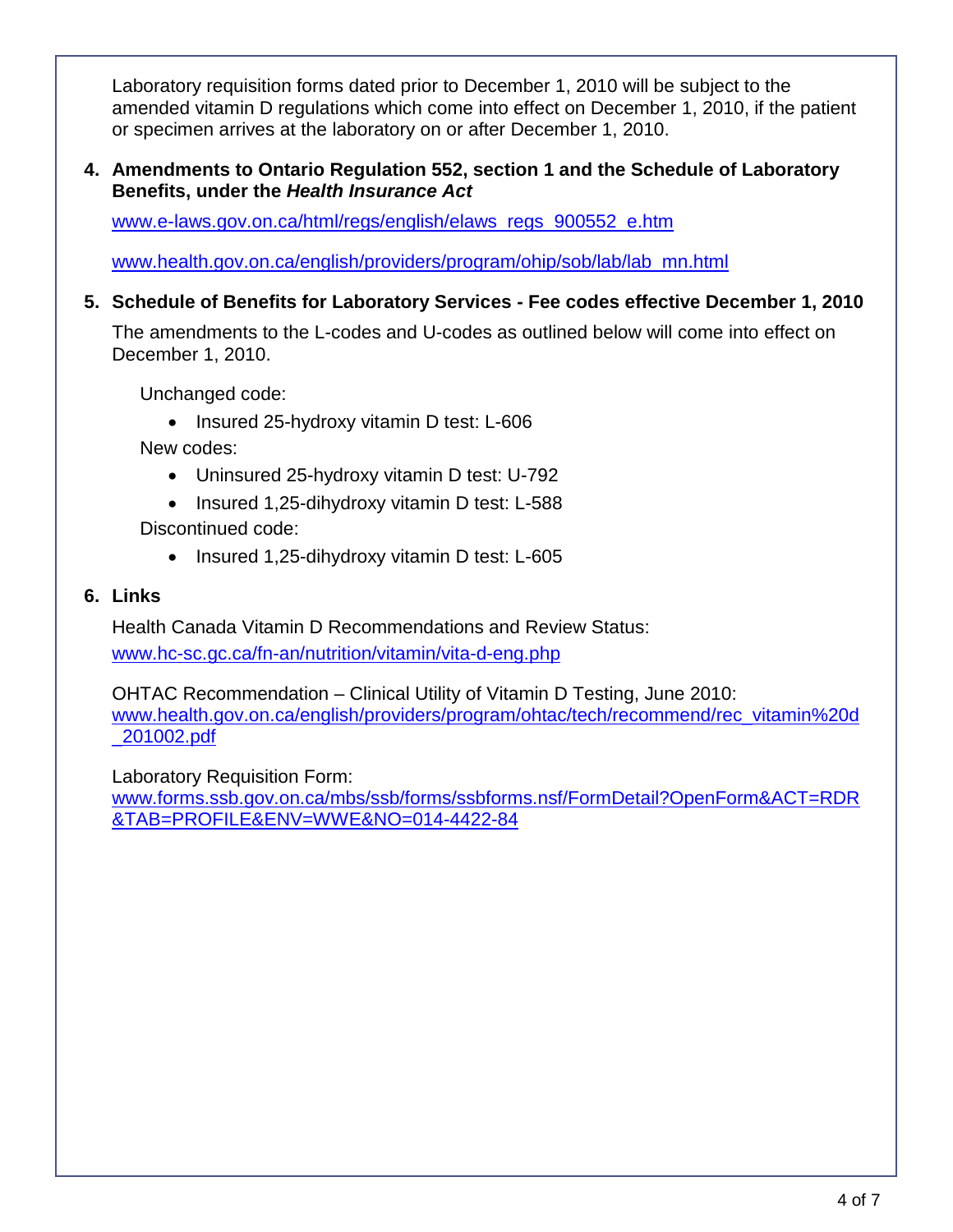Laboratory requisition forms dated prior to December 1, 2010 will be subject to the amended vitamin D regulations which come into effect on December 1, 2010, if the patient or specimen arrives at the laboratory on or after December 1, 2010.

## 4. Amendments to Ontario Regulation 552, section 1 and the Schedule of Laboratory Benefits, under the *Health Insurance Act*

www.e-laws.gov.on.ca/html/regs/english/elaws_regs_900552_e.htm

www.health.gov.on.ca/english/providers/program/ohip/sob/lab/lab_mn.html

## 5. Schedule of Benefits for Laboratory Services - Fee codes effective December 1, 2010

The amendments to the L-codes and U-codes as outlined below will come into effect on December 1, 2010.

Unchanged code:

- Insured 25-hydroxy vitamin D test: L-606

New codes:

- Uninsured 25-hydroxy vitamin D test: U-792
- Insured 1,25-dihydroxy vitamin D test: L-588

Discontinued code:

- Insured 1,25-dihydroxy vitamin D test: L-605

## 6. Links

Health Canada Vitamin D Recommendations and Review Status:
www.hc-sc.gc.ca/fn-an/nutrition/vitamin/vita-d-eng.php

OHTAC Recommendation – Clinical Utility of Vitamin D Testing, June 2010:
www.health.gov.on.ca/english/providers/program/ohtac/tech/recommend/rec_vitamin%20d_201002.pdf

Laboratory Requisition Form:
www.forms.ssb.gov.on.ca/mbs/ssb/forms/ssbforms.nsf/FormDetail?OpenForm&ACT=RDR&TAB=PROFILE&ENV=WWE&NO=014-4422-84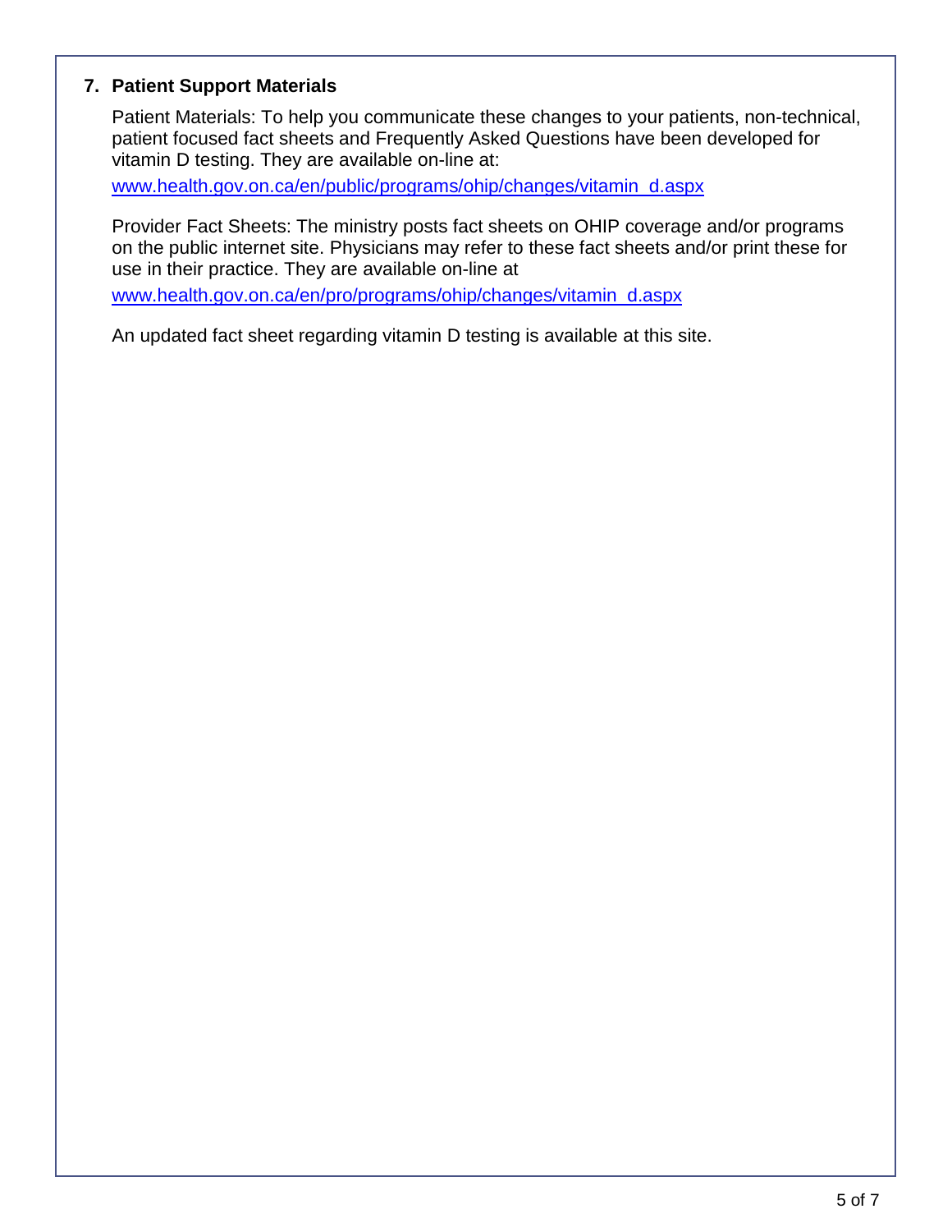## 7. Patient Support Materials

Patient Materials: To help you communicate these changes to your patients, non-technical, patient focused fact sheets and Frequently Asked Questions have been developed for vitamin D testing. They are available on-line at:

www.health.gov.on.ca/en/public/programs/ohip/changes/vitamin_d.aspx

Provider Fact Sheets: The ministry posts fact sheets on OHIP coverage and/or programs on the public internet site. Physicians may refer to these fact sheets and/or print these for use in their practice. They are available on-line at

www.health.gov.on.ca/en/pro/programs/ohip/changes/vitamin_d.aspx

An updated fact sheet regarding vitamin D testing is available at this site.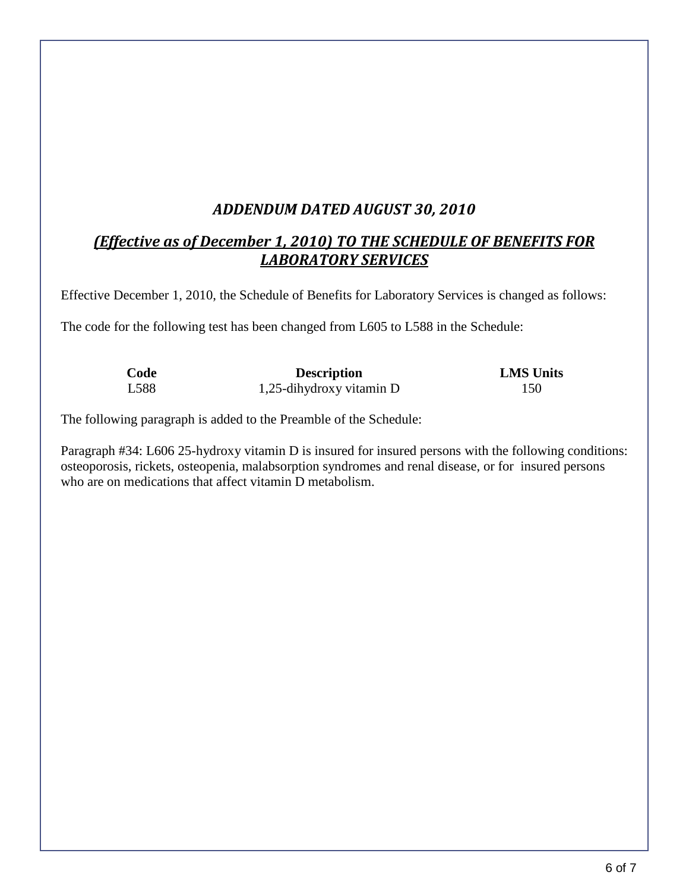## *ADDENDUM DATED AUGUST 30, 2010*

## ***(Effective as of December 1, 2010) TO THE SCHEDULE OF BENEFITS FOR LABORATORY SERVICES***

Effective December 1, 2010, the Schedule of Benefits for Laboratory Services is changed as follows:

The code for the following test has been changed from L605 to L588 in the Schedule:

| Code | Description | LMS Units |
|---|---|---|
| L588 | 1,25-dihydroxy vitamin D | 150 |

The following paragraph is added to the Preamble of the Schedule:

Paragraph #34: L606 25-hydroxy vitamin D is insured for insured persons with the following conditions: osteoporosis, rickets, osteopenia, malabsorption syndromes and renal disease, or for insured persons who are on medications that affect vitamin D metabolism.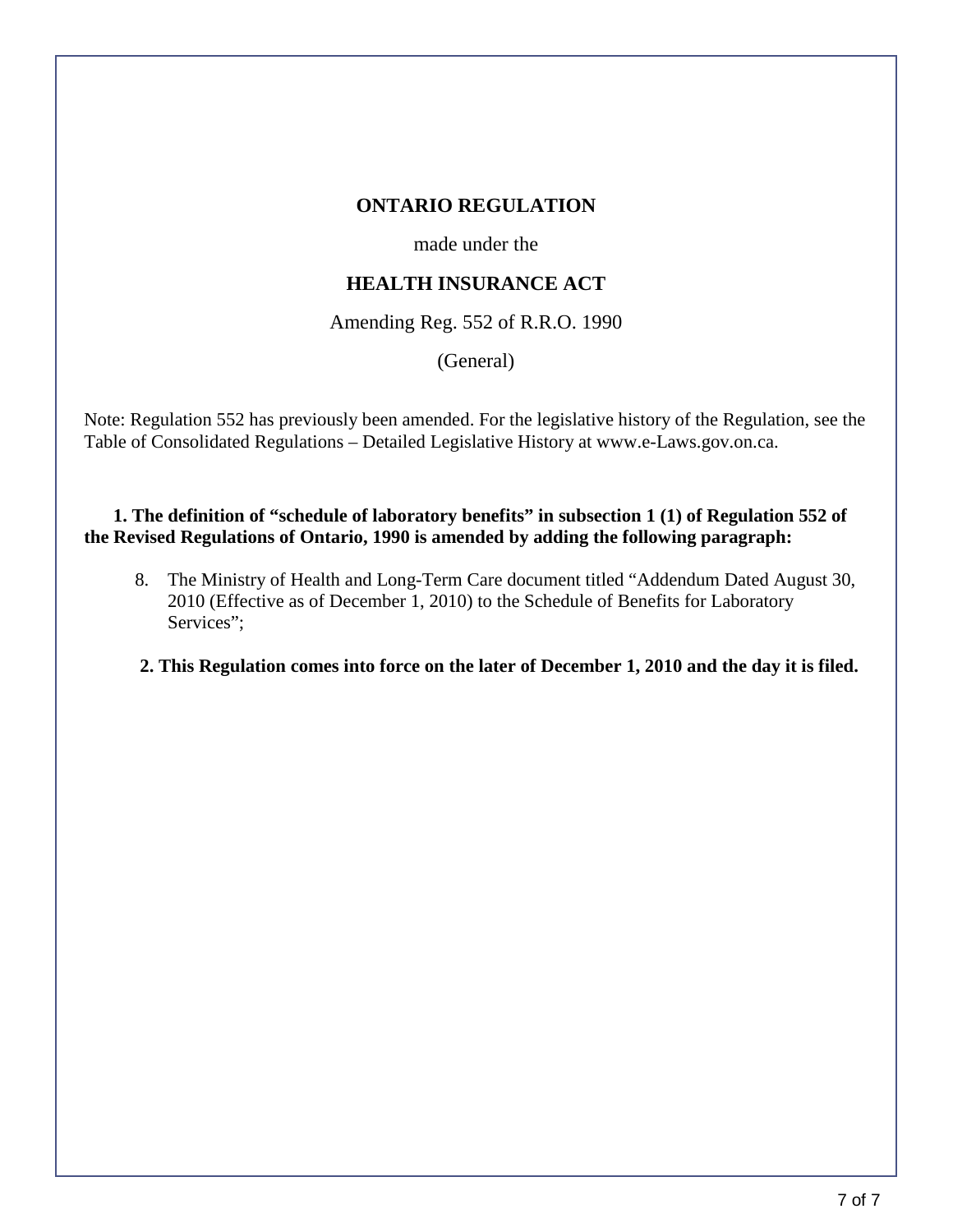**ONTARIO REGULATION**

made under the

**HEALTH INSURANCE ACT**

Amending Reg. 552 of R.R.O. 1990

(General)

Note: Regulation 552 has previously been amended. For the legislative history of the Regulation, see the Table of Consolidated Regulations – Detailed Legislative History at www.e-Laws.gov.on.ca.

**1. The definition of "schedule of laboratory benefits" in subsection 1 (1) of Regulation 552 of the Revised Regulations of Ontario, 1990 is amended by adding the following paragraph:**

8. The Ministry of Health and Long-Term Care document titled "Addendum Dated August 30, 2010 (Effective as of December 1, 2010) to the Schedule of Benefits for Laboratory Services";

**2. This Regulation comes into force on the later of December 1, 2010 and the day it is filed.**